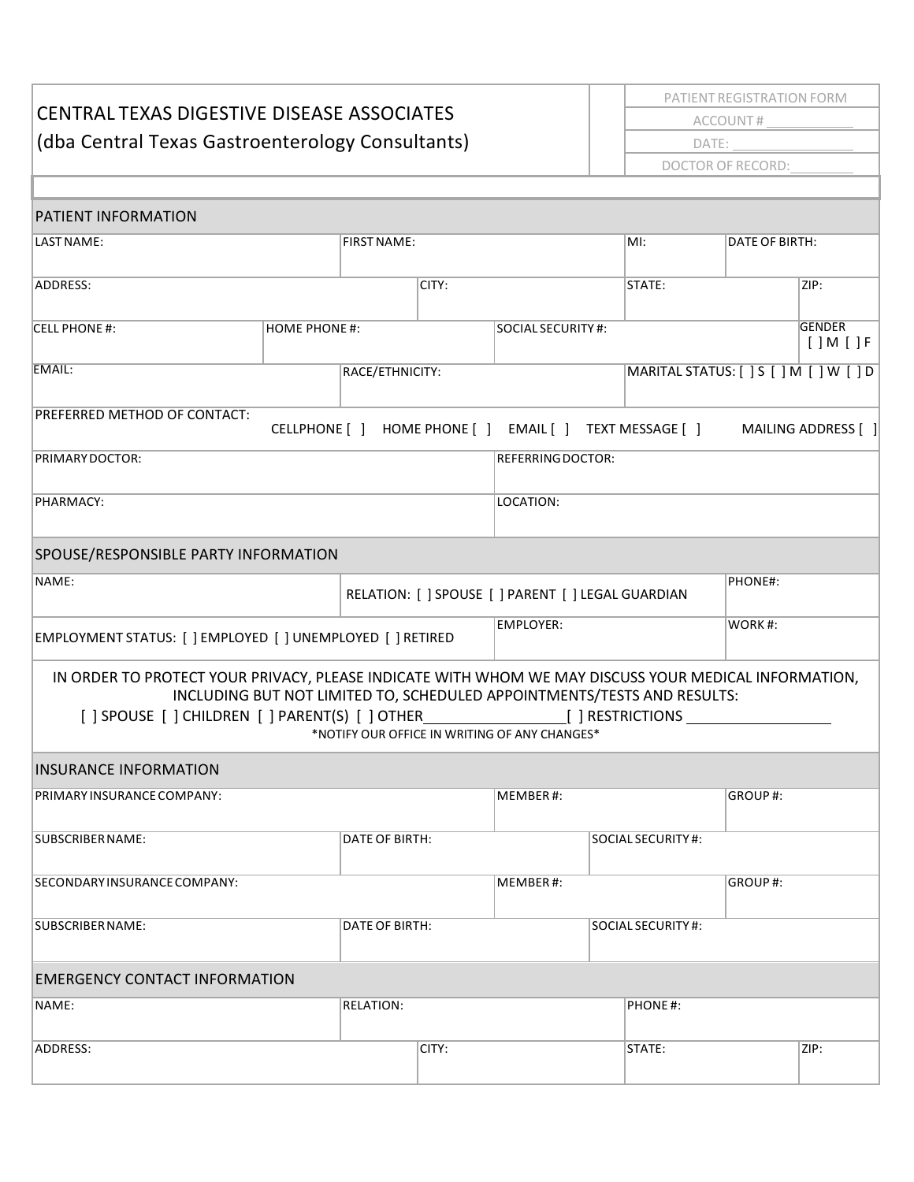# CENTRAL TEXAS DIGESTIVE DISEASE ASSOCIATES
## (dba Central Texas Gastroenterology Consultants)

PATIENT REGISTRATION FORM

ACCOUNT # ____________

DATE: ________________

DOCTOR OF RECORD: ________

## PATIENT INFORMATION

| LAST NAME: | FIRST NAME: | MI: | DATE OF BIRTH: |
|---|---|---|---|

| ADDRESS: | CITY: | STATE: | ZIP: |
|---|---|---|---|

| CELL PHONE #: | HOME PHONE #: | SOCIAL SECURITY #: | GENDER [ ] M [ ] F |
|---|---|---|---|

| EMAIL: | RACE/ETHNICITY: | MARITAL STATUS: [ ] S [ ] M [ ] W [ ] D |
|---|---|---|

PREFERRED METHOD OF CONTACT: CELLPHONE [ ] HOME PHONE [ ] EMAIL [ ] TEXT MESSAGE [ ] MAILING ADDRESS [ ]

| PRIMARY DOCTOR: | REFERRING DOCTOR: |
|---|---|
| PHARMACY: | LOCATION: |

## SPOUSE/RESPONSIBLE PARTY INFORMATION

| NAME: | RELATION: [ ] SPOUSE [ ] PARENT [ ] LEGAL GUARDIAN | PHONE#: |
|---|---|---|
| EMPLOYMENT STATUS: [ ] EMPLOYED [ ] UNEMPLOYED [ ] RETIRED | EMPLOYER: | WORK #: |

IN ORDER TO PROTECT YOUR PRIVACY, PLEASE INDICATE WITH WHOM WE MAY DISCUSS YOUR MEDICAL INFORMATION, INCLUDING BUT NOT LIMITED TO, SCHEDULED APPOINTMENTS/TESTS AND RESULTS:

[ ] SPOUSE [ ] CHILDREN [ ] PARENT(S) [ ] OTHER_________________ [ ] RESTRICTIONS __________________

*NOTIFY OUR OFFICE IN WRITING OF ANY CHANGES*

## INSURANCE INFORMATION

| PRIMARY INSURANCE COMPANY: | MEMBER #: | GROUP #: |
|---|---|---|

| SUBSCRIBER NAME: | DATE OF BIRTH: | SOCIAL SECURITY #: |
|---|---|---|

| SECONDARY INSURANCE COMPANY: | MEMBER #: | GROUP #: |
|---|---|---|

| SUBSCRIBER NAME: | DATE OF BIRTH: | SOCIAL SECURITY #: |
|---|---|---|

## EMERGENCY CONTACT INFORMATION

| NAME: | RELATION: | PHONE #: |
|---|---|---|

| ADDRESS: | CITY: | STATE: | ZIP: |
|---|---|---|---|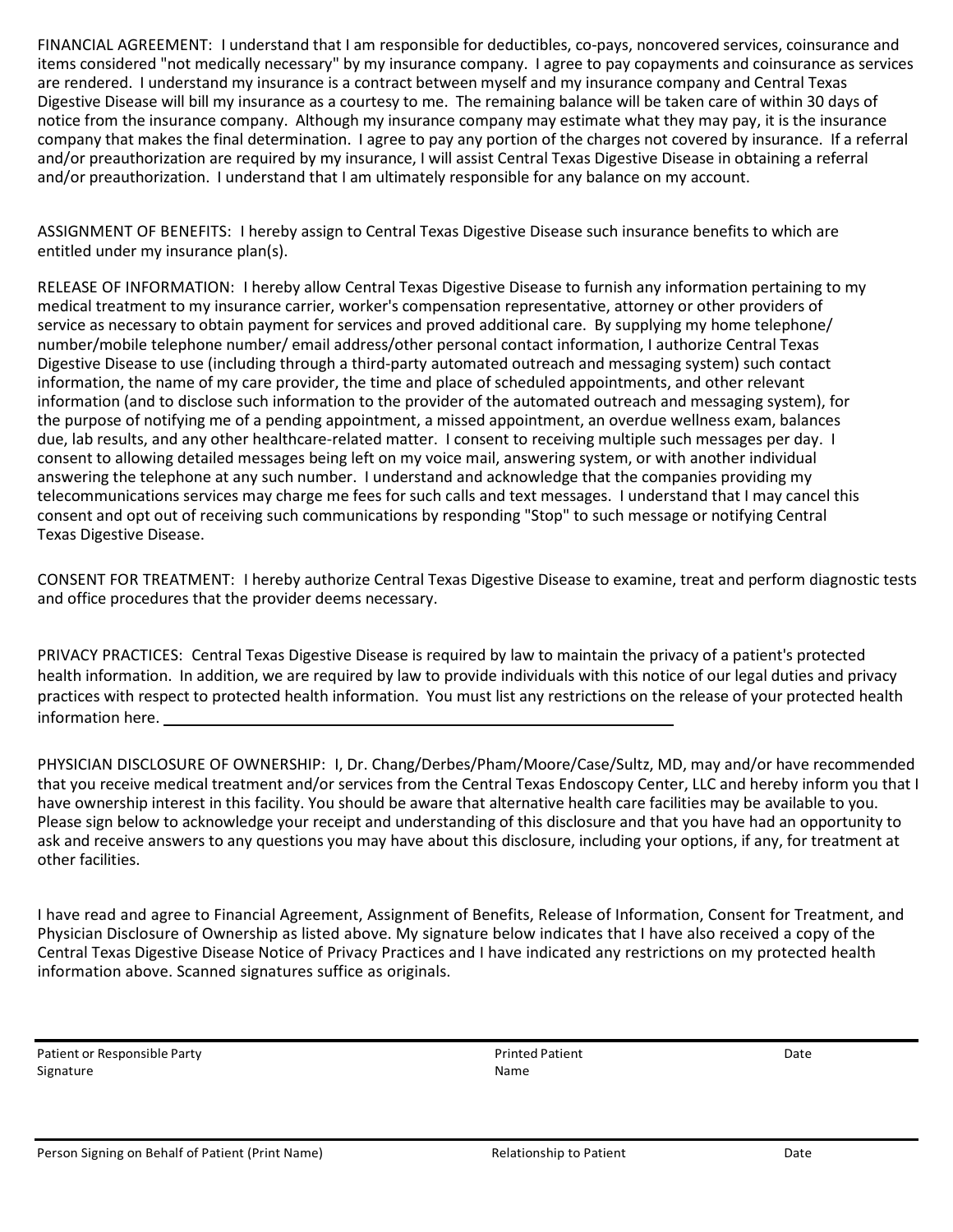FINANCIAL AGREEMENT: I understand that I am responsible for deductibles, co-pays, noncovered services, coinsurance and items considered "not medically necessary" by my insurance company. I agree to pay copayments and coinsurance as services are rendered. I understand my insurance is a contract between myself and my insurance company and Central Texas Digestive Disease will bill my insurance as a courtesy to me. The remaining balance will be taken care of within 30 days of notice from the insurance company. Although my insurance company may estimate what they may pay, it is the insurance company that makes the final determination. I agree to pay any portion of the charges not covered by insurance. If a referral and/or preauthorization are required by my insurance, I will assist Central Texas Digestive Disease in obtaining a referral and/or preauthorization. I understand that I am ultimately responsible for any balance on my account.

ASSIGNMENT OF BENEFITS: I hereby assign to Central Texas Digestive Disease such insurance benefits to which are entitled under my insurance plan(s).

RELEASE OF INFORMATION: I hereby allow Central Texas Digestive Disease to furnish any information pertaining to my medical treatment to my insurance carrier, worker's compensation representative, attorney or other providers of service as necessary to obtain payment for services and proved additional care. By supplying my home telephone/ number/mobile telephone number/ email address/other personal contact information, I authorize Central Texas Digestive Disease to use (including through a third-party automated outreach and messaging system) such contact information, the name of my care provider, the time and place of scheduled appointments, and other relevant information (and to disclose such information to the provider of the automated outreach and messaging system), for the purpose of notifying me of a pending appointment, a missed appointment, an overdue wellness exam, balances due, lab results, and any other healthcare-related matter. I consent to receiving multiple such messages per day. I consent to allowing detailed messages being left on my voice mail, answering system, or with another individual answering the telephone at any such number. I understand and acknowledge that the companies providing my telecommunications services may charge me fees for such calls and text messages. I understand that I may cancel this consent and opt out of receiving such communications by responding "Stop" to such message or notifying Central Texas Digestive Disease.

CONSENT FOR TREATMENT: I hereby authorize Central Texas Digestive Disease to examine, treat and perform diagnostic tests and office procedures that the provider deems necessary.

PRIVACY PRACTICES: Central Texas Digestive Disease is required by law to maintain the privacy of a patient's protected health information. In addition, we are required by law to provide individuals with this notice of our legal duties and privacy practices with respect to protected health information. You must list any restrictions on the release of your protected health information here. ______________________________________________

PHYSICIAN DISCLOSURE OF OWNERSHIP: I, Dr. Chang/Derbes/Pham/Moore/Case/Sultz, MD, may and/or have recommended that you receive medical treatment and/or services from the Central Texas Endoscopy Center, LLC and hereby inform you that I have ownership interest in this facility. You should be aware that alternative health care facilities may be available to you. Please sign below to acknowledge your receipt and understanding of this disclosure and that you have had an opportunity to ask and receive answers to any questions you may have about this disclosure, including your options, if any, for treatment at other facilities.

I have read and agree to Financial Agreement, Assignment of Benefits, Release of Information, Consent for Treatment, and Physician Disclosure of Ownership as listed above. My signature below indicates that I have also received a copy of the Central Texas Digestive Disease Notice of Privacy Practices and I have indicated any restrictions on my protected health information above. Scanned signatures suffice as originals.

______________________________________________

Patient or Responsible Party Signature | Printed Patient Name | Date

______________________________________________

Person Signing on Behalf of Patient (Print Name) | Relationship to Patient | Date